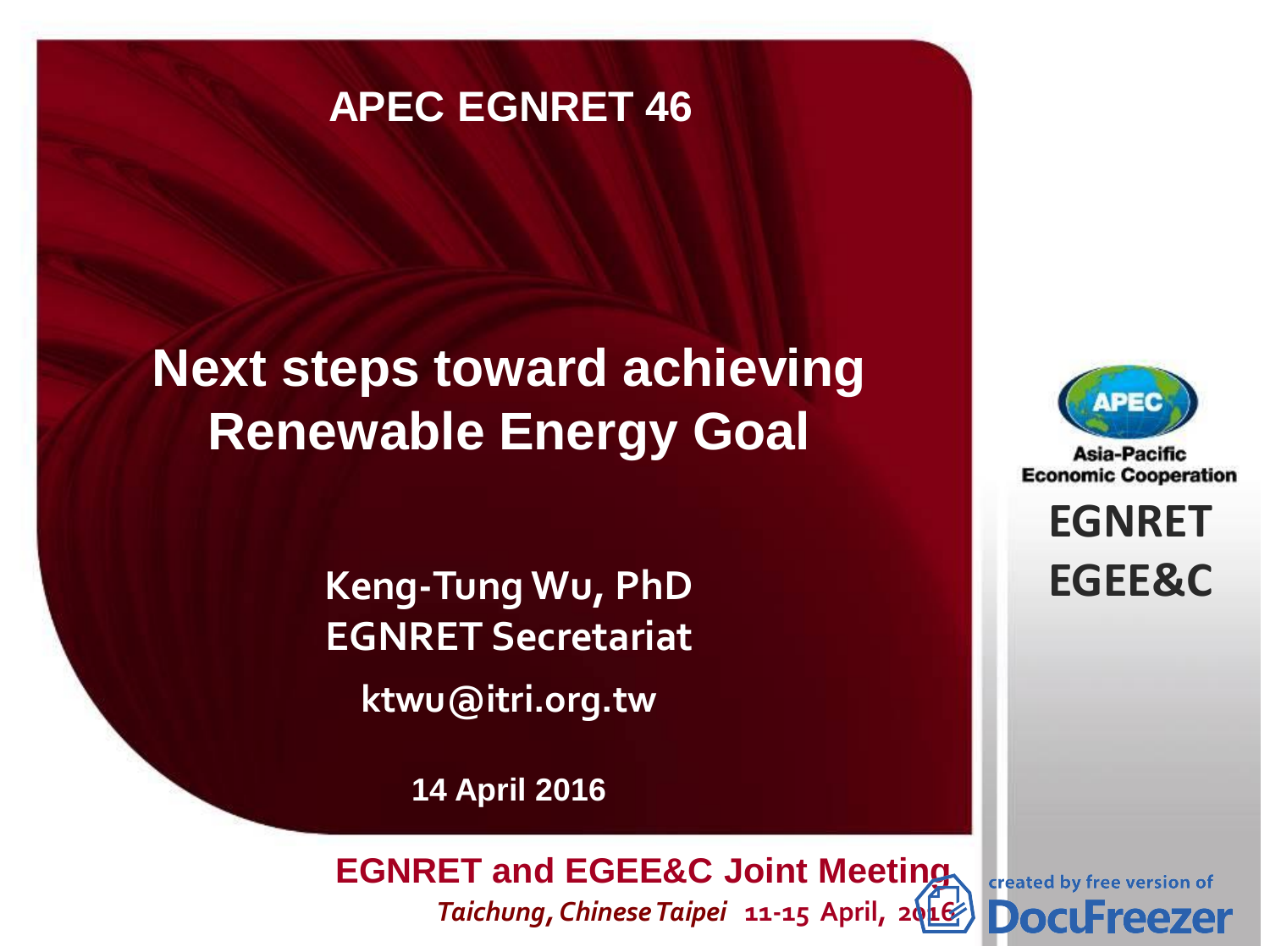APEC EGNRET 46

# Next steps toward achieving Renewable Energy Goal

**Keng-Tung Wu, PhD**
**EGNRET Secretariat**
**ktwu@itri.org.tw**

**14 April 2016**

Asia-Pacific Economic Cooperation

**EGNRET**
**EGEE&C**

**EGNRET and EGEE&C Joint Meeting**
*Taichung, Chinese Taipei* 11-15 April, 2016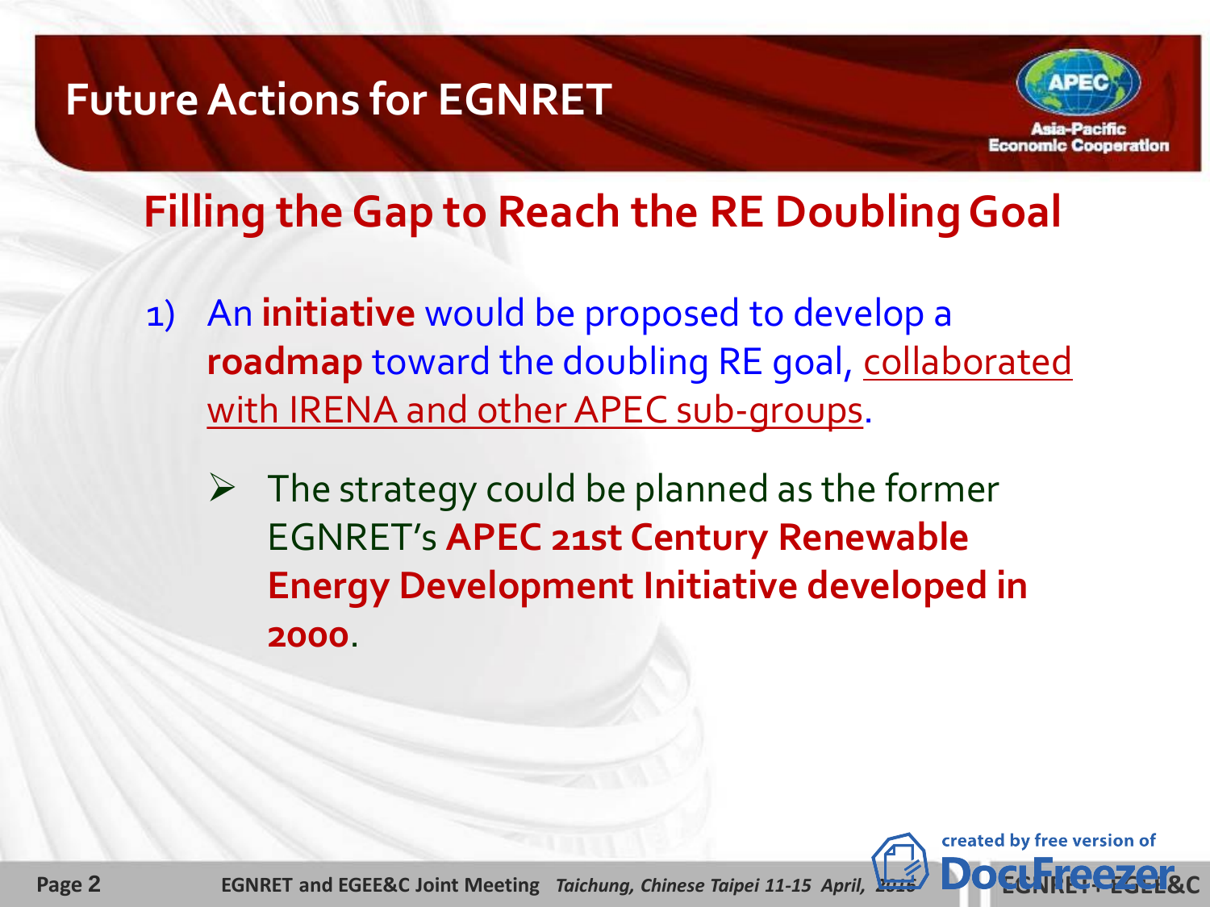# Future Actions for EGNRET

## Filling the Gap to Reach the RE Doubling Goal

1) An **initiative** would be proposed to develop a **roadmap** toward the doubling RE goal, collaborated with IRENA and other APEC sub-groups.

   - The strategy could be planned as the former EGNRET's **APEC 21st Century Renewable Energy Development Initiative developed in 2000**.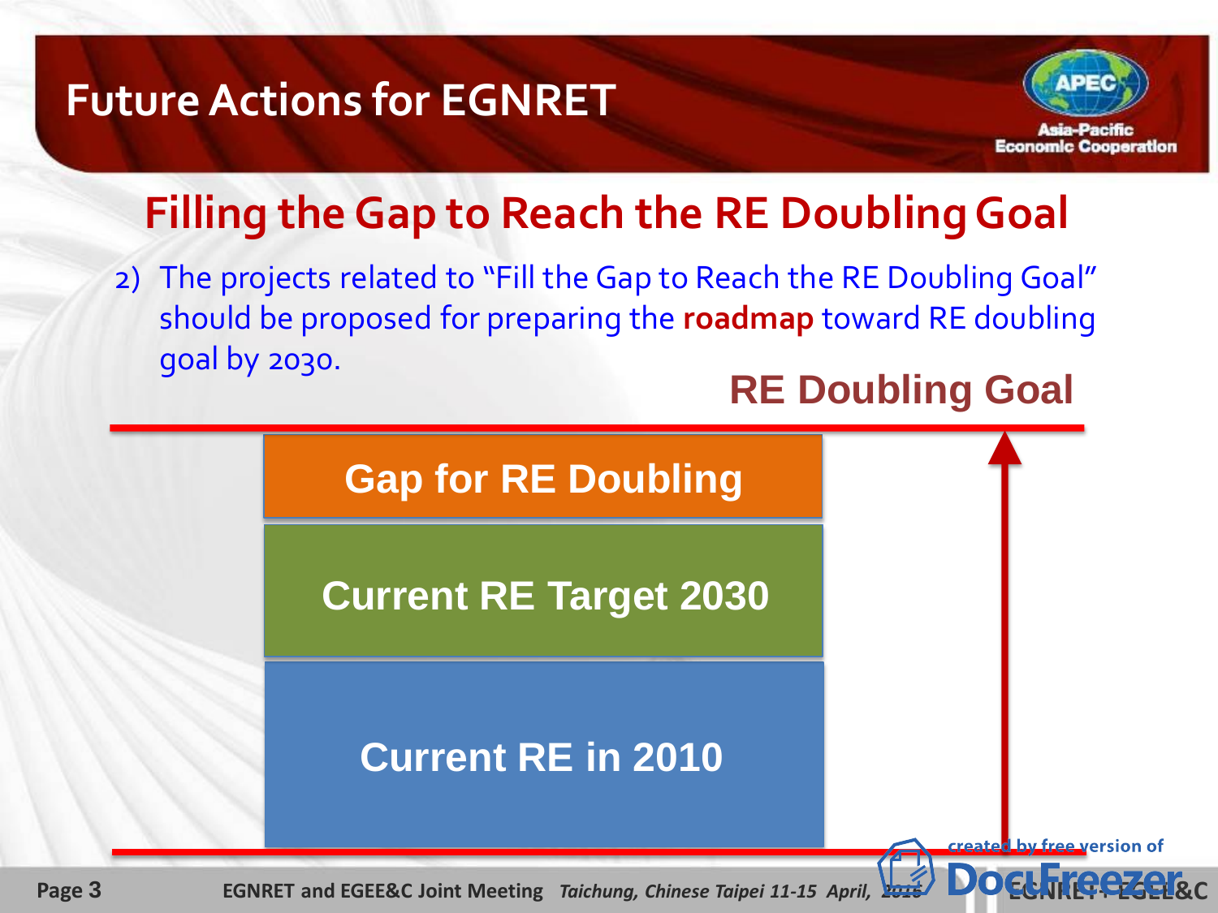# Future Actions for EGNRET

## Filling the Gap to Reach the RE Doubling Goal

2) The projects related to "Fill the Gap to Reach the RE Doubling Goal" should be proposed for preparing the **roadmap** toward RE doubling goal by 2030.

RE Doubling Goal

Gap for RE Doubling

Current RE Target 2030

Current RE in 2010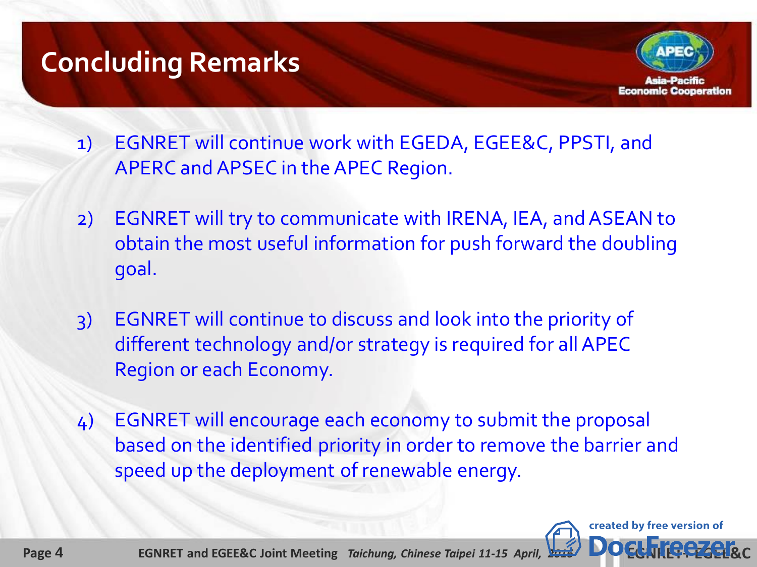# Concluding Remarks

1) EGNRET will continue work with EGEDA, EGEE&C, PPSTI, and APERC and APSEC in the APEC Region.

2) EGNRET will try to communicate with IRENA, IEA, and ASEAN to obtain the most useful information for push forward the doubling goal.

3) EGNRET will continue to discuss and look into the priority of different technology and/or strategy is required for all APEC Region or each Economy.

4) EGNRET will encourage each economy to submit the proposal based on the identified priority in order to remove the barrier and speed up the deployment of renewable energy.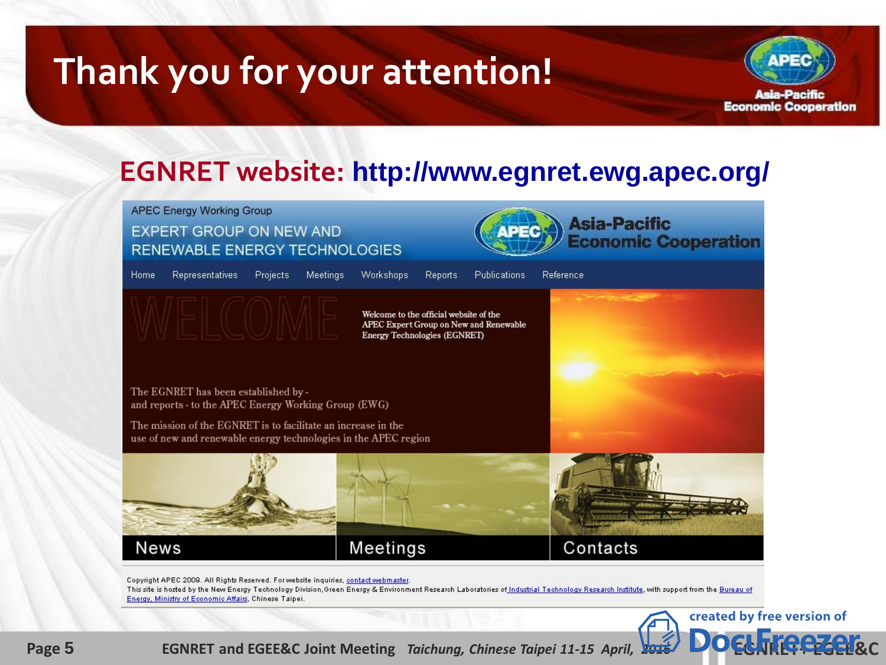# Thank you for your attention!

## EGNRET website: http://www.egnret.ewg.apec.org/

APEC Energy Working Group

EXPERT GROUP ON NEW AND RENEWABLE ENERGY TECHNOLOGIES

Asia-Pacific Economic Cooperation

Home | Representatives | Projects | Meetings | Workshops | Reports | Publications | Reference

WELCOME

Welcome to the official website of the APEC Expert Group on New and Renewable Energy Technologies (EGNRET)

The EGNRET has been established by - and reports - to the APEC Energy Working Group (EWG)

The mission of the EGNRET is to facilitate an increase in the use of new and renewable energy technologies in the APEC region

News | Meetings | Contacts

Copyright APEC 2009. All Rights Reserved. For website inquiries, contact webmaster.
This site is hosted by the New Energy Technology Division, Green Energy & Environment Research Laboratories of Industrial Technology Research Institute, with support from the Bureau of Energy, Ministry of Economic Affairs, Chinese Taipei.